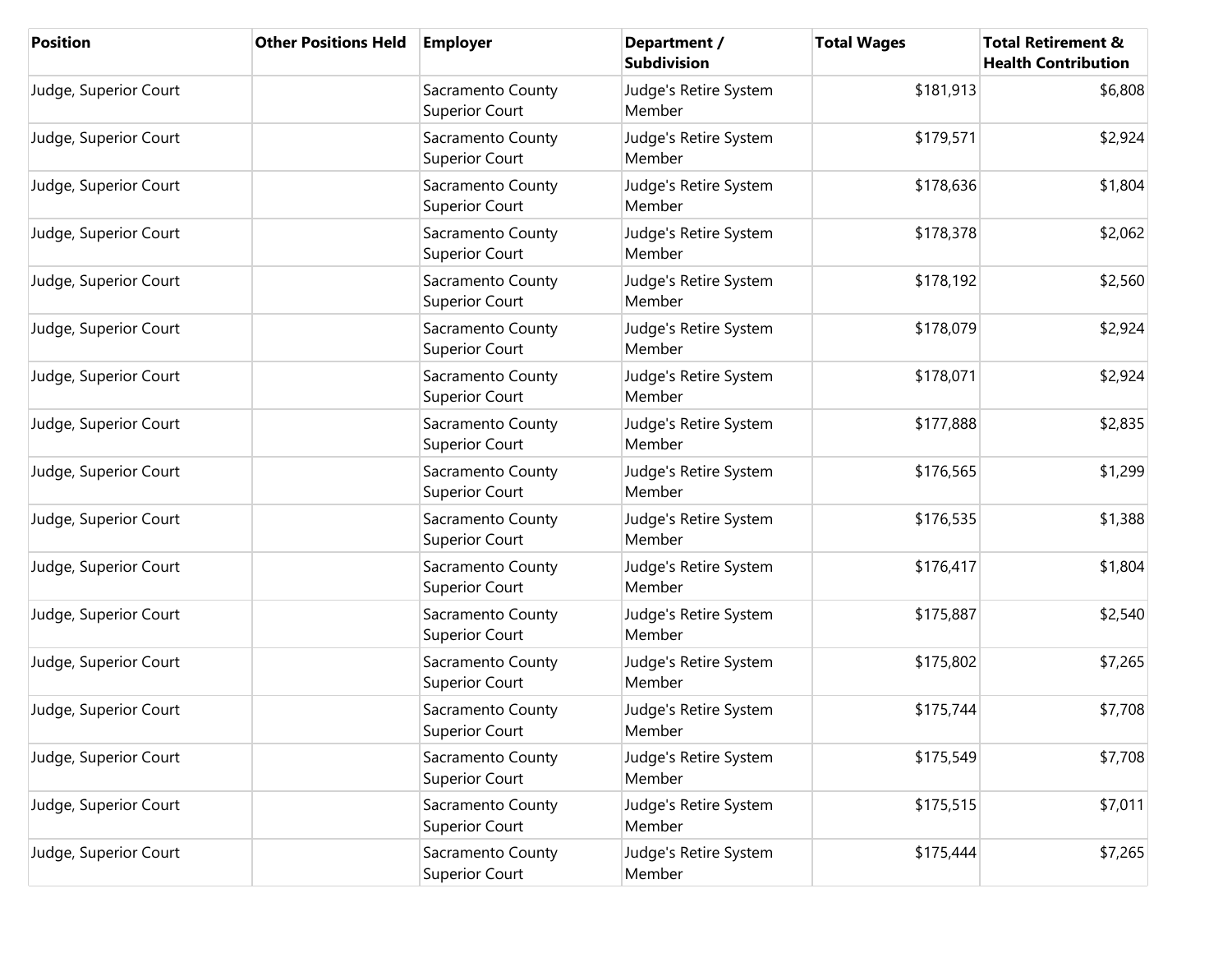| Position | Other Positions Held | Employer | Department / Subdivision | Total Wages | Total Retirement & Health Contribution |
| --- | --- | --- | --- | --- | --- |
| Judge, Superior Court | | Sacramento County Superior Court | Judge's Retire System Member | $181,913 | $6,808 |
| Judge, Superior Court | | Sacramento County Superior Court | Judge's Retire System Member | $179,571 | $2,924 |
| Judge, Superior Court | | Sacramento County Superior Court | Judge's Retire System Member | $178,636 | $1,804 |
| Judge, Superior Court | | Sacramento County Superior Court | Judge's Retire System Member | $178,378 | $2,062 |
| Judge, Superior Court | | Sacramento County Superior Court | Judge's Retire System Member | $178,192 | $2,560 |
| Judge, Superior Court | | Sacramento County Superior Court | Judge's Retire System Member | $178,079 | $2,924 |
| Judge, Superior Court | | Sacramento County Superior Court | Judge's Retire System Member | $178,071 | $2,924 |
| Judge, Superior Court | | Sacramento County Superior Court | Judge's Retire System Member | $177,888 | $2,835 |
| Judge, Superior Court | | Sacramento County Superior Court | Judge's Retire System Member | $176,565 | $1,299 |
| Judge, Superior Court | | Sacramento County Superior Court | Judge's Retire System Member | $176,535 | $1,388 |
| Judge, Superior Court | | Sacramento County Superior Court | Judge's Retire System Member | $176,417 | $1,804 |
| Judge, Superior Court | | Sacramento County Superior Court | Judge's Retire System Member | $175,887 | $2,540 |
| Judge, Superior Court | | Sacramento County Superior Court | Judge's Retire System Member | $175,802 | $7,265 |
| Judge, Superior Court | | Sacramento County Superior Court | Judge's Retire System Member | $175,744 | $7,708 |
| Judge, Superior Court | | Sacramento County Superior Court | Judge's Retire System Member | $175,549 | $7,708 |
| Judge, Superior Court | | Sacramento County Superior Court | Judge's Retire System Member | $175,515 | $7,011 |
| Judge, Superior Court | | Sacramento County Superior Court | Judge's Retire System Member | $175,444 | $7,265 |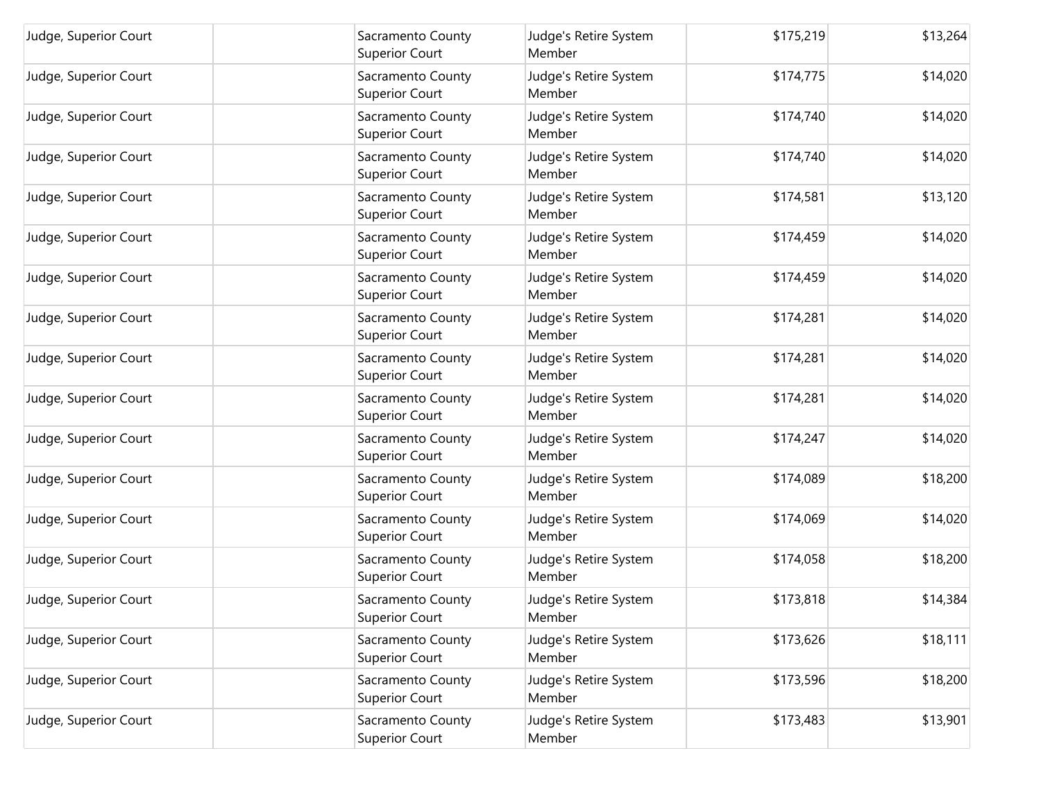| | | | | | |
|---|---|---|---|---|---|
| Judge, Superior Court | | Sacramento County Superior Court | Judge's Retire System Member | $175,219 | $13,264 |
| Judge, Superior Court | | Sacramento County Superior Court | Judge's Retire System Member | $174,775 | $14,020 |
| Judge, Superior Court | | Sacramento County Superior Court | Judge's Retire System Member | $174,740 | $14,020 |
| Judge, Superior Court | | Sacramento County Superior Court | Judge's Retire System Member | $174,740 | $14,020 |
| Judge, Superior Court | | Sacramento County Superior Court | Judge's Retire System Member | $174,581 | $13,120 |
| Judge, Superior Court | | Sacramento County Superior Court | Judge's Retire System Member | $174,459 | $14,020 |
| Judge, Superior Court | | Sacramento County Superior Court | Judge's Retire System Member | $174,459 | $14,020 |
| Judge, Superior Court | | Sacramento County Superior Court | Judge's Retire System Member | $174,281 | $14,020 |
| Judge, Superior Court | | Sacramento County Superior Court | Judge's Retire System Member | $174,281 | $14,020 |
| Judge, Superior Court | | Sacramento County Superior Court | Judge's Retire System Member | $174,281 | $14,020 |
| Judge, Superior Court | | Sacramento County Superior Court | Judge's Retire System Member | $174,247 | $14,020 |
| Judge, Superior Court | | Sacramento County Superior Court | Judge's Retire System Member | $174,089 | $18,200 |
| Judge, Superior Court | | Sacramento County Superior Court | Judge's Retire System Member | $174,069 | $14,020 |
| Judge, Superior Court | | Sacramento County Superior Court | Judge's Retire System Member | $174,058 | $18,200 |
| Judge, Superior Court | | Sacramento County Superior Court | Judge's Retire System Member | $173,818 | $14,384 |
| Judge, Superior Court | | Sacramento County Superior Court | Judge's Retire System Member | $173,626 | $18,111 |
| Judge, Superior Court | | Sacramento County Superior Court | Judge's Retire System Member | $173,596 | $18,200 |
| Judge, Superior Court | | Sacramento County Superior Court | Judge's Retire System Member | $173,483 | $13,901 |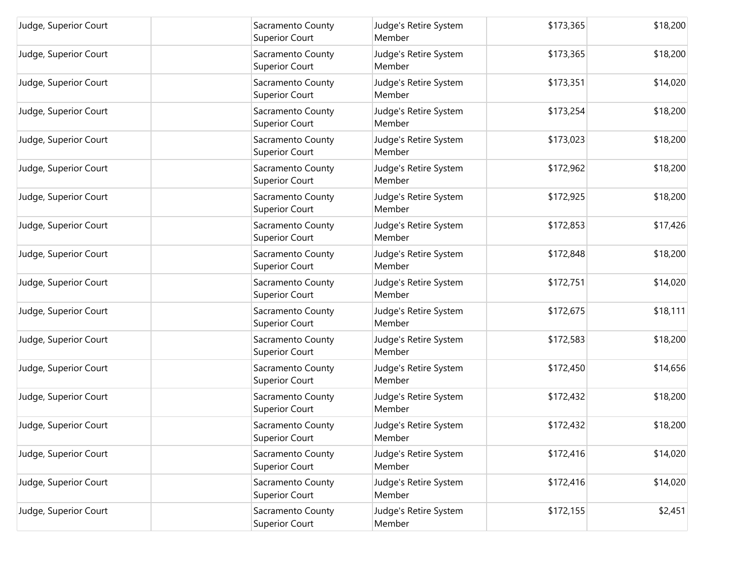| | | | | | |
|---|---|---|---|---|---|
| Judge, Superior Court | | Sacramento County Superior Court | Judge's Retire System Member | $173,365 | $18,200 |
| Judge, Superior Court | | Sacramento County Superior Court | Judge's Retire System Member | $173,365 | $18,200 |
| Judge, Superior Court | | Sacramento County Superior Court | Judge's Retire System Member | $173,351 | $14,020 |
| Judge, Superior Court | | Sacramento County Superior Court | Judge's Retire System Member | $173,254 | $18,200 |
| Judge, Superior Court | | Sacramento County Superior Court | Judge's Retire System Member | $173,023 | $18,200 |
| Judge, Superior Court | | Sacramento County Superior Court | Judge's Retire System Member | $172,962 | $18,200 |
| Judge, Superior Court | | Sacramento County Superior Court | Judge's Retire System Member | $172,925 | $18,200 |
| Judge, Superior Court | | Sacramento County Superior Court | Judge's Retire System Member | $172,853 | $17,426 |
| Judge, Superior Court | | Sacramento County Superior Court | Judge's Retire System Member | $172,848 | $18,200 |
| Judge, Superior Court | | Sacramento County Superior Court | Judge's Retire System Member | $172,751 | $14,020 |
| Judge, Superior Court | | Sacramento County Superior Court | Judge's Retire System Member | $172,675 | $18,111 |
| Judge, Superior Court | | Sacramento County Superior Court | Judge's Retire System Member | $172,583 | $18,200 |
| Judge, Superior Court | | Sacramento County Superior Court | Judge's Retire System Member | $172,450 | $14,656 |
| Judge, Superior Court | | Sacramento County Superior Court | Judge's Retire System Member | $172,432 | $18,200 |
| Judge, Superior Court | | Sacramento County Superior Court | Judge's Retire System Member | $172,432 | $18,200 |
| Judge, Superior Court | | Sacramento County Superior Court | Judge's Retire System Member | $172,416 | $14,020 |
| Judge, Superior Court | | Sacramento County Superior Court | Judge's Retire System Member | $172,416 | $14,020 |
| Judge, Superior Court | | Sacramento County Superior Court | Judge's Retire System Member | $172,155 | $2,451 |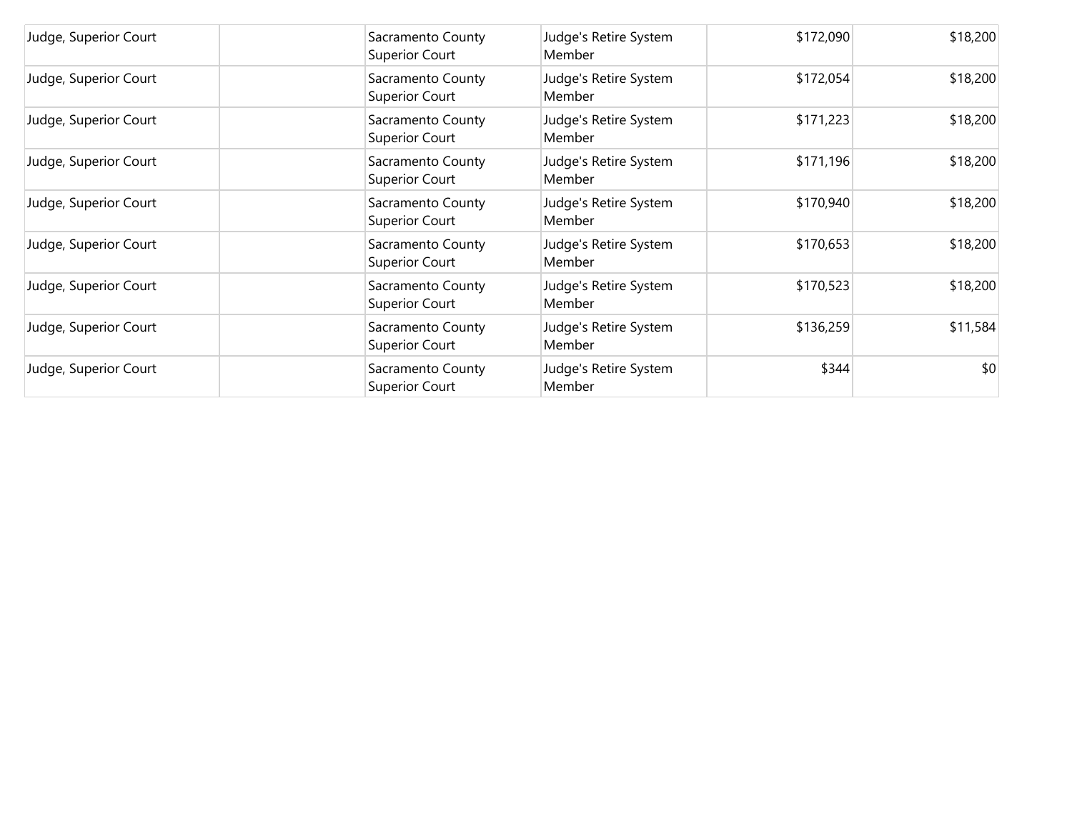| | | | | | |
|---|---|---|---|---|---|
| Judge, Superior Court | | Sacramento County Superior Court | Judge's Retire System Member | $172,090 | $18,200 |
| Judge, Superior Court | | Sacramento County Superior Court | Judge's Retire System Member | $172,054 | $18,200 |
| Judge, Superior Court | | Sacramento County Superior Court | Judge's Retire System Member | $171,223 | $18,200 |
| Judge, Superior Court | | Sacramento County Superior Court | Judge's Retire System Member | $171,196 | $18,200 |
| Judge, Superior Court | | Sacramento County Superior Court | Judge's Retire System Member | $170,940 | $18,200 |
| Judge, Superior Court | | Sacramento County Superior Court | Judge's Retire System Member | $170,653 | $18,200 |
| Judge, Superior Court | | Sacramento County Superior Court | Judge's Retire System Member | $170,523 | $18,200 |
| Judge, Superior Court | | Sacramento County Superior Court | Judge's Retire System Member | $136,259 | $11,584 |
| Judge, Superior Court | | Sacramento County Superior Court | Judge's Retire System Member | $344 | $0 |